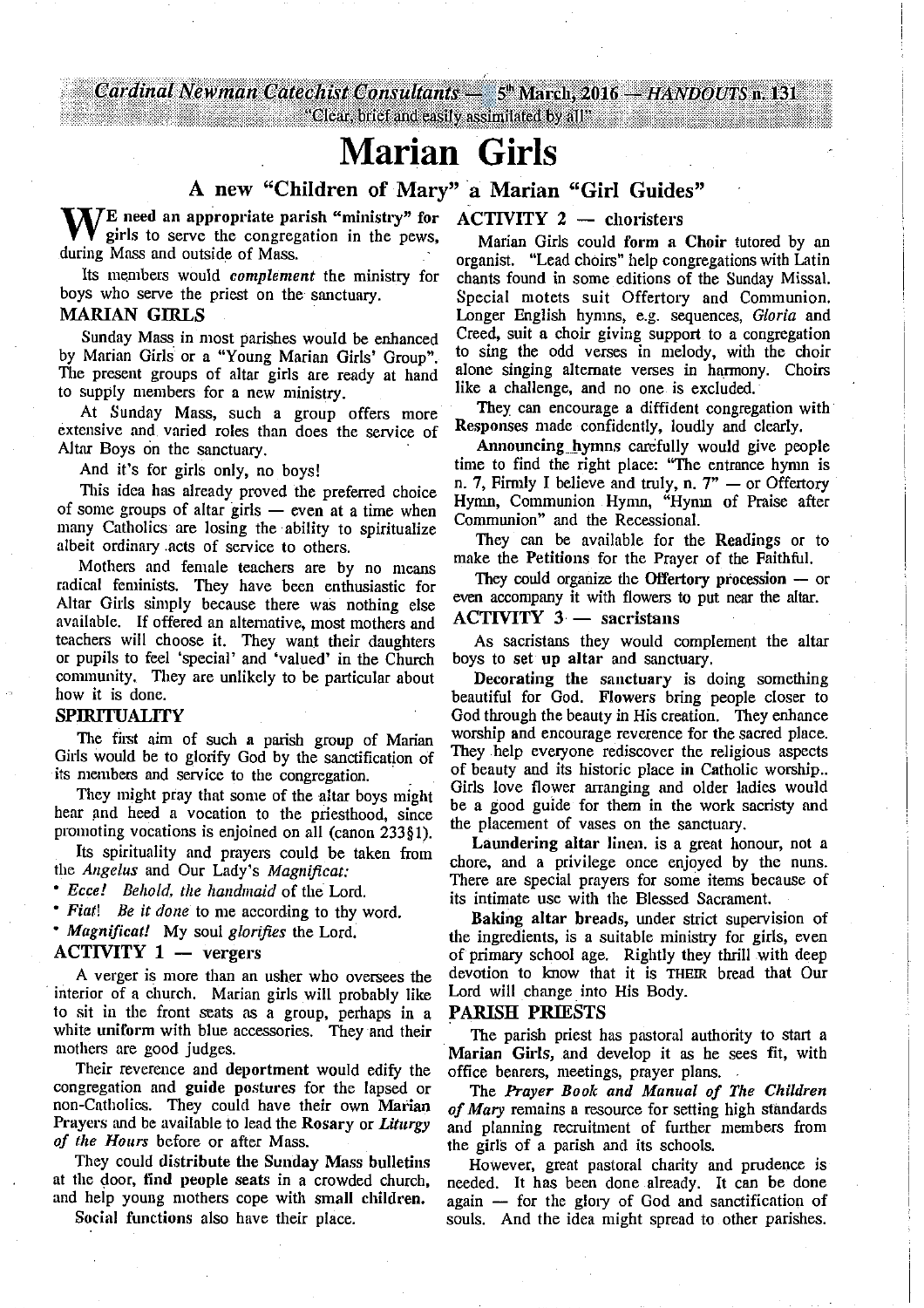Cardinal Newman Catechist Consultants — 5th March, 2016 — HANDOUTS n. 131

"Clear, brief and easily assimilated by all"

# Marian Girls

## A new "Children of Mary" a Marian "Girl Guides"

We need an appropriate parish "ministry" for girls to serve the congregation in the pews, during Mass and outside of Mass.

Its members would *complement* the ministry for boys who serve the priest on the sanctuary.

### MARIAN GIRLS

Sunday Mass in most parishes would be enhanced by Marian Girls or a "Young Marian Girls' Group". The present groups of altar girls are ready at hand to supply members for a new ministry.

At Sunday Mass, such a group offers more extensive and varied roles than does the service of Altar Boys on the sanctuary.

And it's for girls only, no boys!

This idea has already proved the preferred choice of some groups of altar girls — even at a time when many Catholics are losing the ability to spiritualize albeit ordinary acts of service to others.

Mothers and female teachers are by no means radical feminists. They have been enthusiastic for Altar Girls simply because there was nothing else available. If offered an alternative, most mothers and teachers will choose it. They want their daughters or pupils to feel 'special' and 'valued' in the Church community. They are unlikely to be particular about how it is done.

### SPIRITUALITY

The first aim of such a parish group of Marian Girls would be to glorify God by the sanctification of its members and service to the congregation.

They might pray that some of the altar boys might hear and heed a vocation to the priesthood, since promoting vocations is enjoined on all (canon 233§1).

Its spirituality and prayers could be taken from the *Angelus* and Our Lady's *Magnificat:*

- *Ecce! Behold, the handmaid* of the Lord.
- *Fiat! Be it done* to me according to thy word.
- *Magnificat!* My soul *glorifies* the Lord.

### ACTIVITY 1 — vergers

A verger is more than an usher who oversees the interior of a church. Marian girls will probably like to sit in the front seats as a group, perhaps in a white **uniform** with blue accessories. They and their mothers are good judges.

Their reverence and **deportment** would edify the congregation and **guide postures** for the lapsed or non-Catholics. They could have their own **Marian** Prayers and be available to lead the **Rosary** or *Liturgy of the Hours* before or after Mass.

They could **distribute the Sunday Mass bulletins** at the door, **find people seats** in a crowded church, and help young mothers cope with **small children.**

**Social functions** also have their place.

### ACTIVITY 2 — choristers

Marian Girls could **form a Choir** tutored by an organist. "Lead choirs" help congregations with Latin chants found in some editions of the Sunday Missal. Special motets suit Offertory and Communion. Longer English hymns, e.g. sequences, *Gloria* and Creed, suit a choir giving support to a congregation to sing the odd verses in melody, with the choir alone singing alternate verses in harmony. Choirs like a challenge, and no one is excluded.

They can encourage a diffident congregation with **Responses** made confidently, loudly and clearly.

**Announcing hymns** carefully would give people time to find the right place: "The entrance hymn is n. 7, Firmly I believe and truly, n. 7" — or Offertory Hymn, Communion Hymn, "Hymn of Praise after Communion" and the Recessional.

They can be available for the **Readings** or to make the **Petitions** for the Prayer of the Faithful.

They could organize the **Offertory procession** — or even accompany it with flowers to put near the altar.

### ACTIVITY 3 — sacristans

As sacristans they would complement the altar boys to **set up altar** and sanctuary.

**Decorating the sanctuary** is doing something beautiful for God. **Flowers** bring people closer to God through the beauty in His creation. They enhance worship and encourage reverence for the sacred place. They help everyone rediscover the religious aspects of beauty and its historic place in Catholic worship.. Girls love flower arranging and older ladies would be a good guide for them in the work sacristy and the placement of vases on the sanctuary.

**Laundering altar linen.** is a great honour, not a chore, and a privilege once enjoyed by the nuns. There are special prayers for some items because of its intimate use with the Blessed Sacrament.

**Baking altar breads,** under strict supervision of the ingredients, is a suitable ministry for girls, even of primary school age. Rightly they thrill with deep devotion to know that it is THEIR bread that Our Lord will change into His Body.

### PARISH PRIESTS

The parish priest has pastoral authority to start a **Marian Girls,** and develop it as he sees fit, with office bearers, meetings, prayer plans.

The *Prayer Book and Manual of The Children of Mary* remains a resource for setting high standards and planning recruitment of further members from the girls of a parish and its schools.

However, great pastoral charity and prudence is needed. It has been done already. It can be done again — for the glory of God and sanctification of souls. And the idea might spread to other parishes.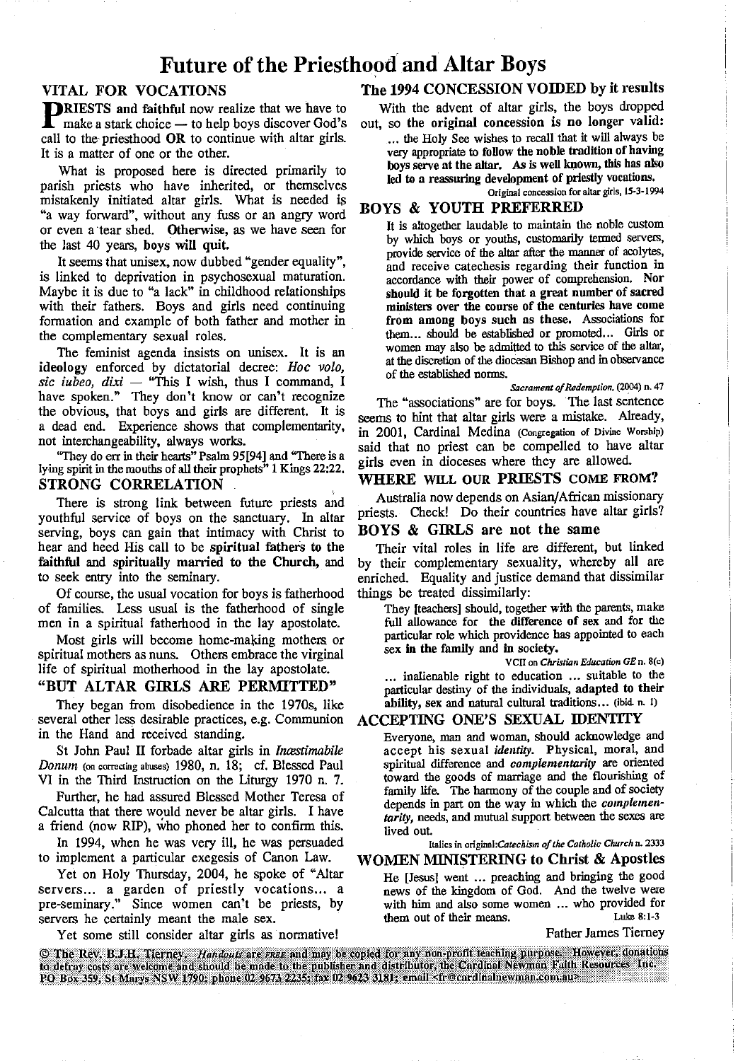# Future of the Priesthood and Altar Boys

## VITAL FOR VOCATIONS

**PRIESTS and faithful** now realize that we have to make a stark choice — to help boys discover God's call to the priesthood **OR** to continue with altar girls. It is a matter of one or the other.

What is proposed here is directed primarily to parish priests who have inherited, or themselves mistakenly initiated altar girls. What is needed is "a way forward", without any fuss or an angry word or even a tear shed. **Otherwise**, as we have seen for the last 40 years, **boys will quit.**

It seems that unisex, now dubbed "gender equality", is linked to deprivation in psychosexual maturation. Maybe it is due to "a lack" in childhood relationships with their fathers. Boys and girls need continuing formation and example of both father and mother in the complementary sexual roles.

The feminist agenda insists on unisex. It is an **ideology** enforced by dictatorial decree: *Hoc volo, sic iubeo, dixi* — "This I wish, thus I command, I have spoken." They don't know or can't recognize the obvious, that boys and girls are different. It is a dead end. Experience shows that complementarity, not interchangeability, always works.

"They do err in their hearts" Psalm 95[94] and "There is a lying spirit in the mouths of all their prophets" 1 Kings 22:22.

## STRONG CORRELATION

There is strong link between future priests and youthful service of boys on the sanctuary. In altar serving, boys can gain that intimacy with Christ to hear and heed His call to be **spiritual fathers to the faithful and spiritually married to the Church,** and to seek entry into the seminary.

Of course, the usual vocation for boys is fatherhood of families. Less usual is the fatherhood of single men in a spiritual fatherhood in the lay apostolate.

Most girls will become home-making mothers or spiritual mothers as nuns. Others embrace the virginal life of spiritual motherhood in the lay apostolate.

## "BUT ALTAR GIRLS ARE PERMITTED"

They began from disobedience in the 1970s, like several other less desirable practices, e.g. Communion in the Hand and received standing.

St John Paul II forbade altar girls in *Inæstimabile Donum* (on correcting abuses) 1980, n. 18; cf. Blessed Paul VI in the Third Instruction on the Liturgy 1970 n. 7.

Further, he had assured Blessed Mother Teresa of Calcutta that there would never be altar girls. I have a friend (now RIP), who phoned her to confirm this.

In 1994, when he was very ill, he was persuaded to implement a particular exegesis of Canon Law.

Yet on Holy Thursday, 2004, he spoke of "Altar servers... a garden of priestly vocations... a pre-seminary." Since women can't be priests, by servers he certainly meant the male sex.

Yet some still consider altar girls as normative!

## The 1994 CONCESSION VOIDED by it results

With the advent of altar girls, the boys dropped out, so **the original concession is no longer valid:**

> ... the Holy See wishes to recall that it will always be very appropriate to **follow the noble tradition of having boys serve at the altar. As is well known, this has also led to a reassuring development of priestly vocations.**
>
> Original concession for altar girls, 15-3-1994

## BOYS & YOUTH PREFERRED

> It is altogether laudable to maintain the noble custom by which boys or youths, customarily termed servers, provide service of the altar after the manner of acolytes, and receive catechesis regarding their function in accordance with their power of comprehension. **Nor should it be forgotten that a great number of sacred ministers over the course of the centuries have come from among boys such as these.** Associations for them... should be established or promoted... Girls or women may also be admitted to this service of the altar, at the discretion of the diocesan Bishop and in observance of the established norms.
>
> *Sacrament of Redemption*, (2004) n. 47

The "associations" are for boys. The last sentence seems to hint that altar girls were a mistake. Already, in 2001, Cardinal Medina (Congregation of Divine Worship) said that no priest can be compelled to have altar girls even in dioceses where they are allowed.

## WHERE WILL OUR PRIESTS COME FROM?

Australia now depends on Asian/African missionary priests. Check! Do their countries have altar girls?

## BOYS & GIRLS are not the same

Their vital roles in life are different, but linked by their complementary sexuality, whereby all are enriched. Equality and justice demand that dissimilar things be treated dissimilarly:

> They [teachers] should, together with the parents, make full allowance for **the difference of sex** and for the particular role which providence has appointed to each sex **in the family and in society.**
>
> VCII on *Christian Education GE* n. 8(c)
>
> ... inalienable right to education ... suitable to the particular destiny of the individuals, **adapted to their ability, sex** and natural cultural traditions... (ibid. n. 1)

## ACCEPTING ONE'S SEXUAL IDENTITY

> Everyone, man and woman, should acknowledge and accept his sexual ***identity***. Physical, moral, and spiritual difference and ***complementarity*** are oriented toward the goods of marriage and the flourishing of family life. The harmony of the couple and of society depends in part on the way in which the ***complementarity***, needs, and mutual support between the sexes are lived out.
>
> Italics in original:*Catechism of the Catholic Church* n. 2333

## WOMEN MINISTERING to Christ & Apostles

> He [Jesus] went ... preaching and bringing the good news of the kingdom of God. And the twelve were with him and also some women ... who provided for them out of their means. Luke 8:1-3

Father James Tierney

© The Rev. B.J.H. Tierney. *Handouts are FREE* and may be copied for any non-profit teaching purpose. However, donations to defray costs are welcome and should be made to the publisher and distributor, the Cardinal Newman Faith Resources Inc. PO Box 359, St Marys NSW 1790; phone 02 9673 2235; fax 02 9623 3181; email <fr@cardinalnewman.com.au>